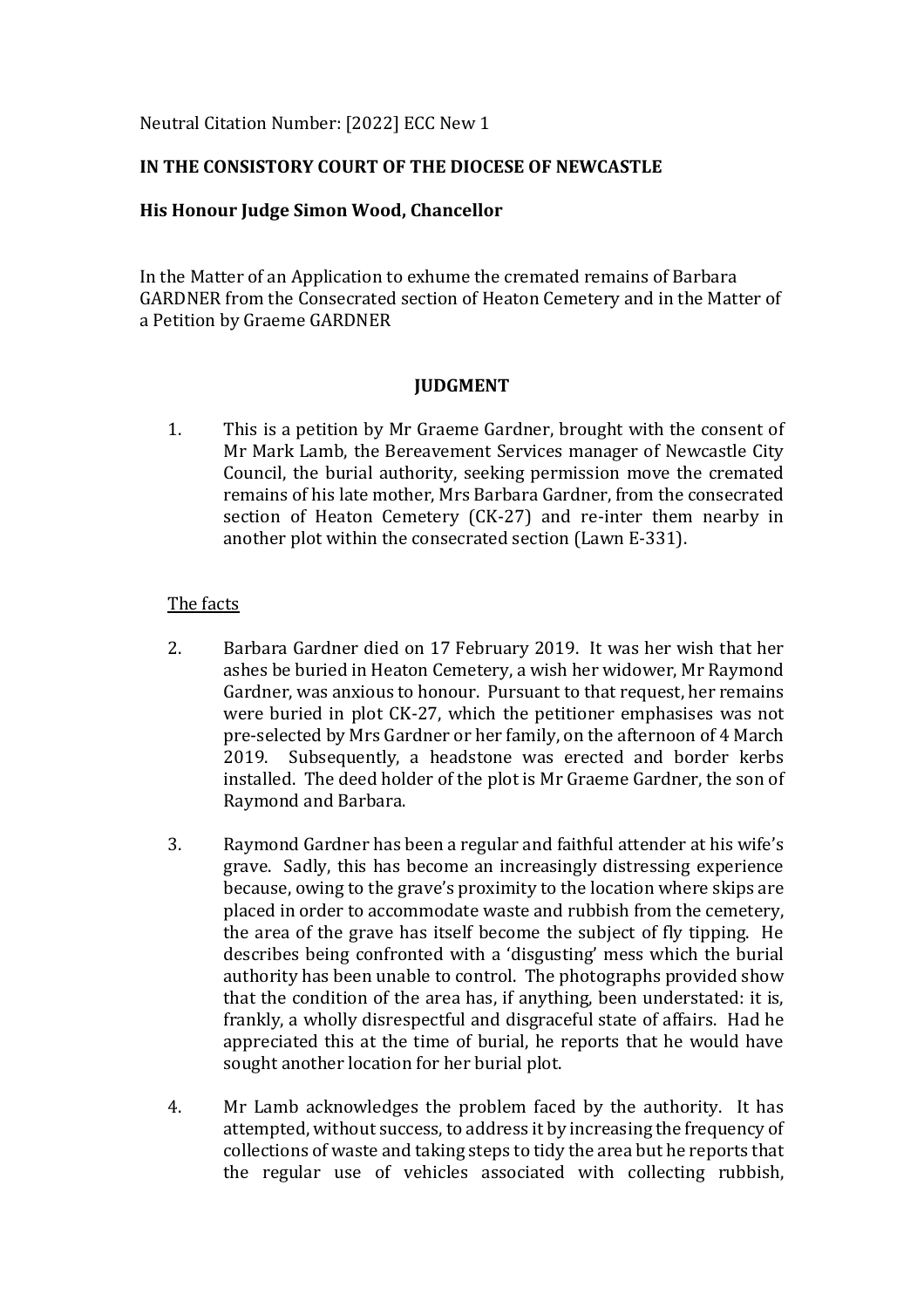Neutral Citation Number: [2022] ECC New 1

**IN THE CONSISTORY COURT OF THE DIOCESE OF NEWCASTLE**

**His Honour Judge Simon Wood, Chancellor**

In the Matter of an Application to exhume the cremated remains of Barbara GARDNER from the Consecrated section of Heaton Cemetery and in the Matter of a Petition by Graeme GARDNER

**JUDGMENT**

1. This is a petition by Mr Graeme Gardner, brought with the consent of Mr Mark Lamb, the Bereavement Services manager of Newcastle City Council, the burial authority, seeking permission move the cremated remains of his late mother, Mrs Barbara Gardner, from the consecrated section of Heaton Cemetery (CK-27) and re-inter them nearby in another plot within the consecrated section (Lawn E-331).

The facts

2. Barbara Gardner died on 17 February 2019. It was her wish that her ashes be buried in Heaton Cemetery, a wish her widower, Mr Raymond Gardner, was anxious to honour. Pursuant to that request, her remains were buried in plot CK-27, which the petitioner emphasises was not pre-selected by Mrs Gardner or her family, on the afternoon of 4 March 2019. Subsequently, a headstone was erected and border kerbs installed. The deed holder of the plot is Mr Graeme Gardner, the son of Raymond and Barbara.

3. Raymond Gardner has been a regular and faithful attender at his wife's grave. Sadly, this has become an increasingly distressing experience because, owing to the grave's proximity to the location where skips are placed in order to accommodate waste and rubbish from the cemetery, the area of the grave has itself become the subject of fly tipping. He describes being confronted with a 'disgusting' mess which the burial authority has been unable to control. The photographs provided show that the condition of the area has, if anything, been understated: it is, frankly, a wholly disrespectful and disgraceful state of affairs. Had he appreciated this at the time of burial, he reports that he would have sought another location for her burial plot.

4. Mr Lamb acknowledges the problem faced by the authority. It has attempted, without success, to address it by increasing the frequency of collections of waste and taking steps to tidy the area but he reports that the regular use of vehicles associated with collecting rubbish,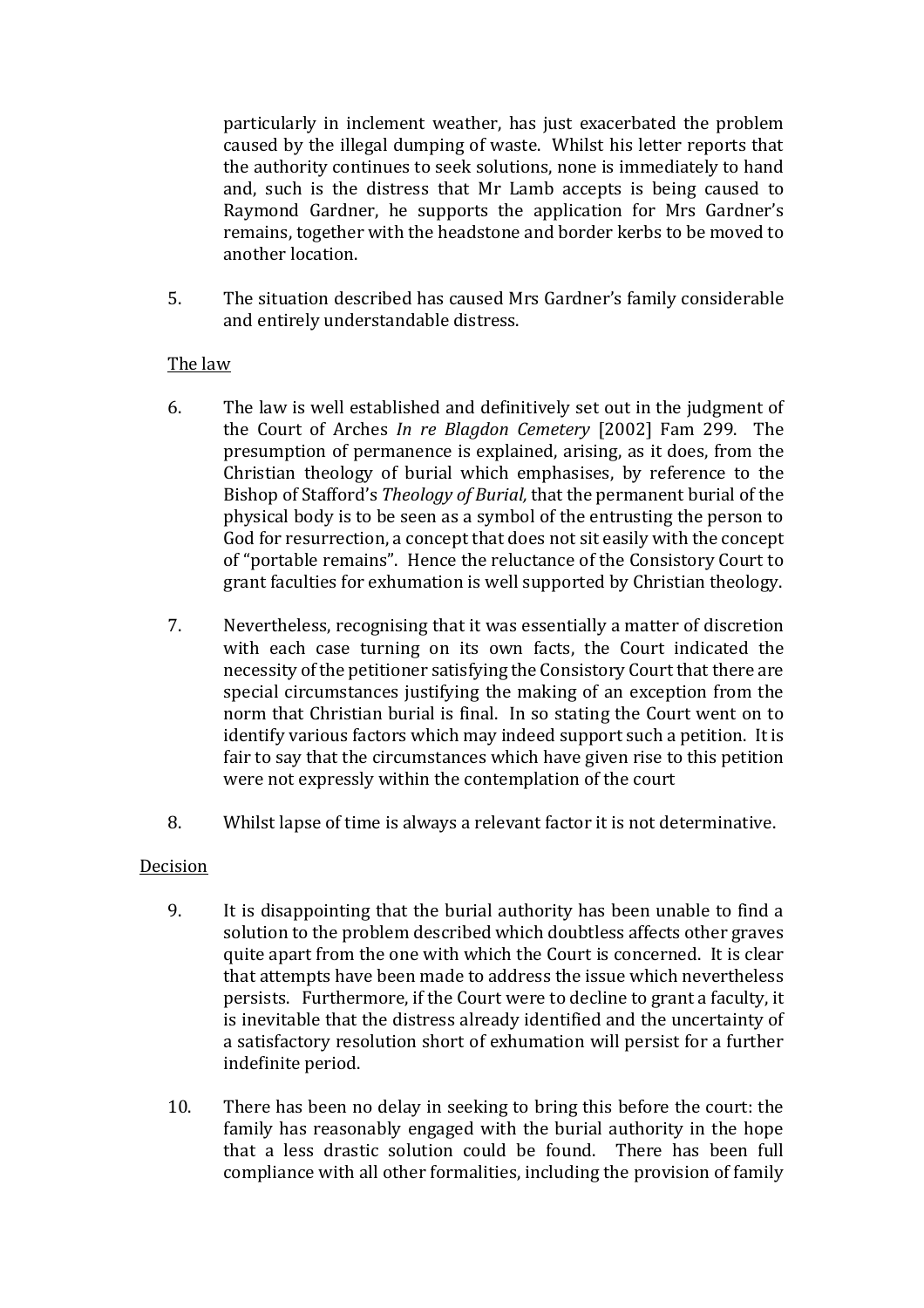particularly in inclement weather, has just exacerbated the problem caused by the illegal dumping of waste. Whilst his letter reports that the authority continues to seek solutions, none is immediately to hand and, such is the distress that Mr Lamb accepts is being caused to Raymond Gardner, he supports the application for Mrs Gardner's remains, together with the headstone and border kerbs to be moved to another location.

5. The situation described has caused Mrs Gardner's family considerable and entirely understandable distress.

## The law

6. The law is well established and definitively set out in the judgment of the Court of Arches *In re Blagdon Cemetery* [2002] Fam 299. The presumption of permanence is explained, arising, as it does, from the Christian theology of burial which emphasises, by reference to the Bishop of Stafford's *Theology of Burial,* that the permanent burial of the physical body is to be seen as a symbol of the entrusting the person to God for resurrection, a concept that does not sit easily with the concept of "portable remains". Hence the reluctance of the Consistory Court to grant faculties for exhumation is well supported by Christian theology.

7. Nevertheless, recognising that it was essentially a matter of discretion with each case turning on its own facts, the Court indicated the necessity of the petitioner satisfying the Consistory Court that there are special circumstances justifying the making of an exception from the norm that Christian burial is final. In so stating the Court went on to identify various factors which may indeed support such a petition. It is fair to say that the circumstances which have given rise to this petition were not expressly within the contemplation of the court

8. Whilst lapse of time is always a relevant factor it is not determinative.

## Decision

9. It is disappointing that the burial authority has been unable to find a solution to the problem described which doubtless affects other graves quite apart from the one with which the Court is concerned. It is clear that attempts have been made to address the issue which nevertheless persists. Furthermore, if the Court were to decline to grant a faculty, it is inevitable that the distress already identified and the uncertainty of a satisfactory resolution short of exhumation will persist for a further indefinite period.

10. There has been no delay in seeking to bring this before the court: the family has reasonably engaged with the burial authority in the hope that a less drastic solution could be found. There has been full compliance with all other formalities, including the provision of family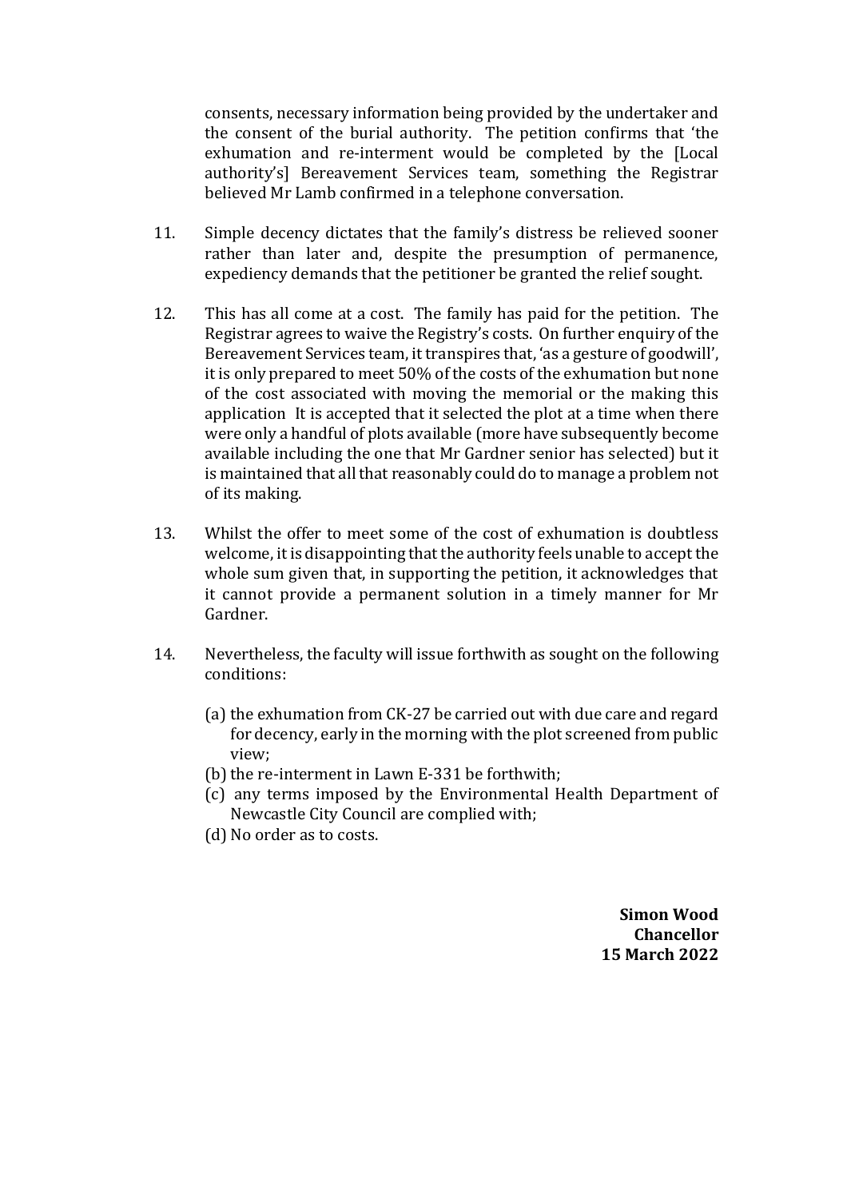consents, necessary information being provided by the undertaker and the consent of the burial authority. The petition confirms that 'the exhumation and re-interment would be completed by the [Local authority's] Bereavement Services team, something the Registrar believed Mr Lamb confirmed in a telephone conversation.

11. Simple decency dictates that the family's distress be relieved sooner rather than later and, despite the presumption of permanence, expediency demands that the petitioner be granted the relief sought.

12. This has all come at a cost. The family has paid for the petition. The Registrar agrees to waive the Registry's costs. On further enquiry of the Bereavement Services team, it transpires that, 'as a gesture of goodwill', it is only prepared to meet 50% of the costs of the exhumation but none of the cost associated with moving the memorial or the making this application It is accepted that it selected the plot at a time when there were only a handful of plots available (more have subsequently become available including the one that Mr Gardner senior has selected) but it is maintained that all that reasonably could do to manage a problem not of its making.

13. Whilst the offer to meet some of the cost of exhumation is doubtless welcome, it is disappointing that the authority feels unable to accept the whole sum given that, in supporting the petition, it acknowledges that it cannot provide a permanent solution in a timely manner for Mr Gardner.

14. Nevertheless, the faculty will issue forthwith as sought on the following conditions:

    (a) the exhumation from CK-27 be carried out with due care and regard for decency, early in the morning with the plot screened from public view;
    (b) the re-interment in Lawn E-331 be forthwith;
    (c) any terms imposed by the Environmental Health Department of Newcastle City Council are complied with;
    (d) No order as to costs.

**Simon Wood**
**Chancellor**
**15 March 2022**